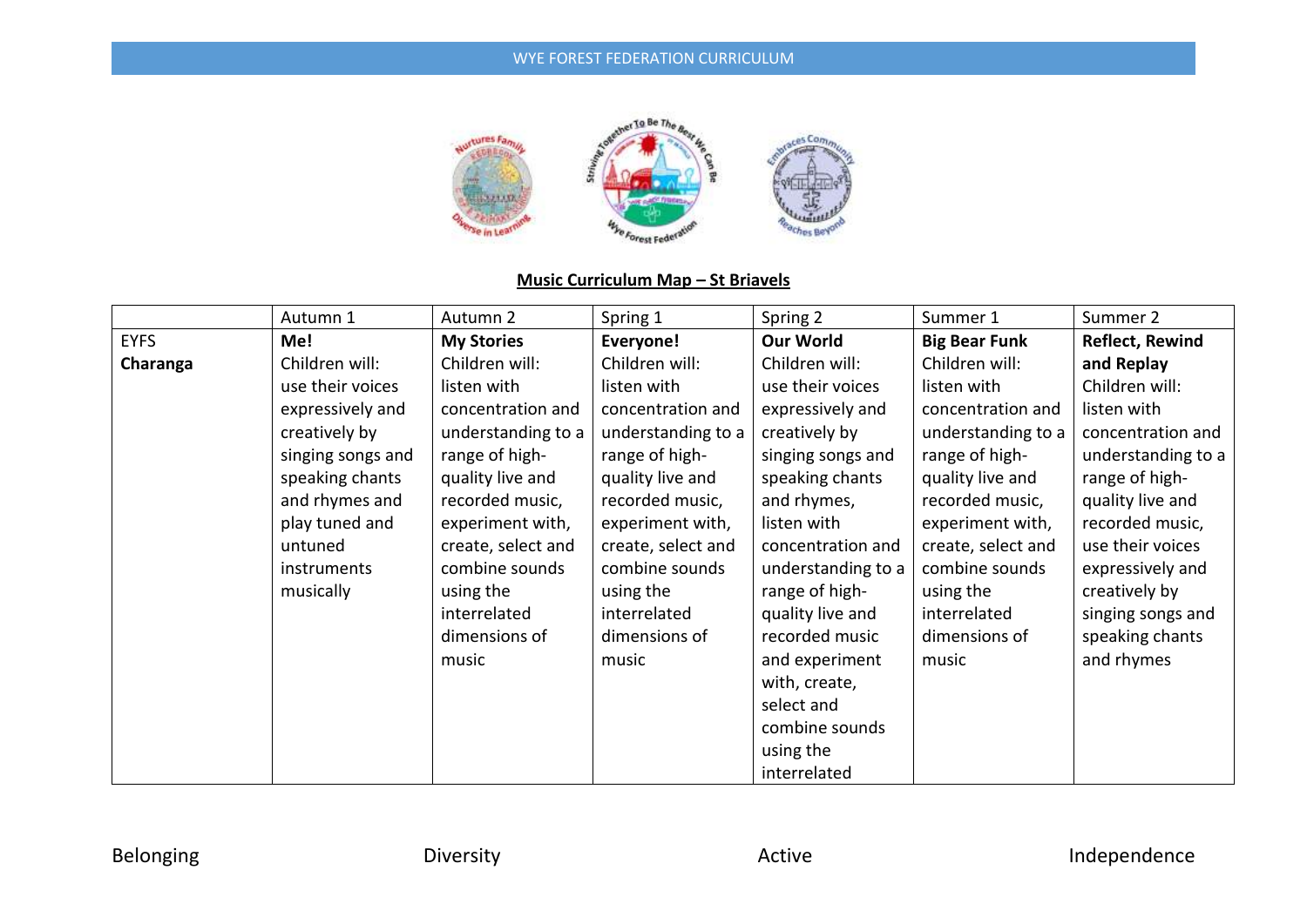## Music Curriculum Map – St Briavels

| | Autumn 1 | Autumn 2 | Spring 1 | Spring 2 | Summer 1 | Summer 2 |
|---|---|---|---|---|---|---|
| EYFS **Charanga** | **Me!** Children will: use their voices expressively and creatively by singing songs and speaking chants and rhymes and play tuned and untuned instruments musically | **My Stories** Children will: listen with concentration and understanding to a range of high-quality live and recorded music, experiment with, create, select and combine sounds using the interrelated dimensions of music | **Everyone!** Children will: listen with concentration and understanding to a range of high-quality live and recorded music, experiment with, create, select and combine sounds using the interrelated dimensions of music | **Our World** Children will: use their voices expressively and creatively by singing songs and speaking chants and rhymes, listen with concentration and understanding to a range of high-quality live and recorded music and experiment with, create, select and combine sounds using the interrelated | **Big Bear Funk** Children will: listen with concentration and understanding to a range of high-quality live and recorded music, experiment with, create, select and combine sounds using the interrelated dimensions of music | **Reflect, Rewind and Replay** Children will: listen with concentration and understanding to a range of high-quality live and recorded music, use their voices expressively and creatively by singing songs and speaking chants and rhymes |

Belonging Diversity Active Independence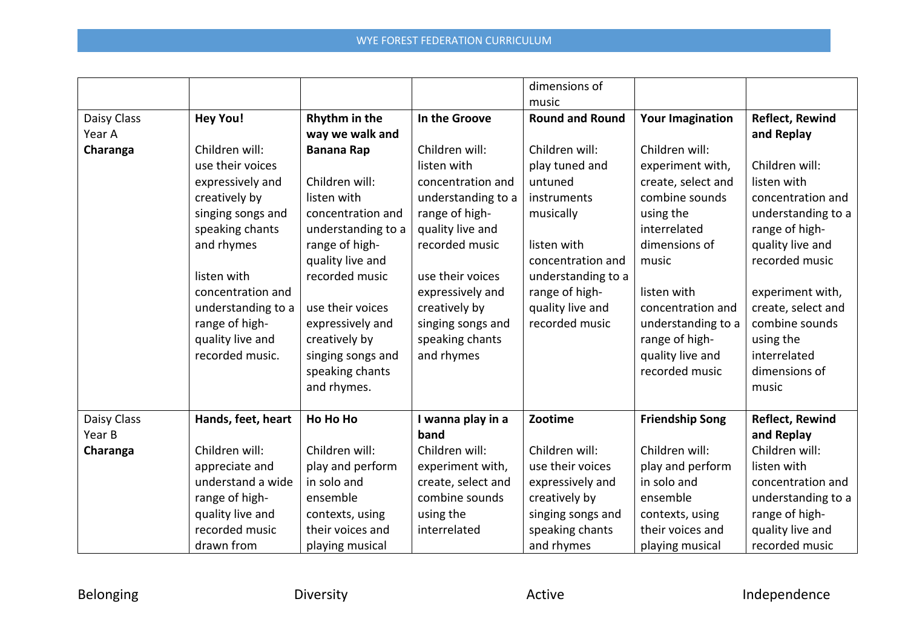|  |  |  |  | dimensions of music |  |  |
|---|---|---|---|---|---|---|
| Daisy Class Year A **Charanga** | **Hey You!** Children will: use their voices expressively and creatively by singing songs and speaking chants and rhymes listen with concentration and understanding to a range of high-quality live and recorded music. | **Rhythm in the way we walk and Banana Rap** Children will: listen with concentration and understanding to a range of high-quality live and recorded music use their voices expressively and creatively by singing songs and speaking chants and rhymes. | **In the Groove** Children will: listen with concentration and understanding to a range of high-quality live and recorded music use their voices expressively and creatively by singing songs and speaking chants and rhymes | **Round and Round** Children will: play tuned and untuned instruments musically listen with concentration and understanding to a range of high-quality live and recorded music | **Your Imagination** Children will: experiment with, create, select and combine sounds using the interrelated dimensions of music listen with concentration and understanding to a range of high-quality live and recorded music | **Reflect, Rewind and Replay** Children will: listen with concentration and understanding to a range of high-quality live and recorded music experiment with, create, select and combine sounds using the interrelated dimensions of music |
| Daisy Class Year B **Charanga** | **Hands, feet, heart** Children will: appreciate and understand a wide range of high-quality live and recorded music drawn from | **Ho Ho Ho** Children will: play and perform in solo and ensemble contexts, using their voices and playing musical | **I wanna play in a band** Children will: experiment with, create, select and combine sounds using the interrelated | **Zootime** Children will: use their voices expressively and creatively by singing songs and speaking chants and rhymes | **Friendship Song** Children will: play and perform in solo and ensemble contexts, using their voices and playing musical | **Reflect, Rewind and Replay** Children will: listen with concentration and understanding to a range of high-quality live and recorded music |

Belonging Diversity Active Independence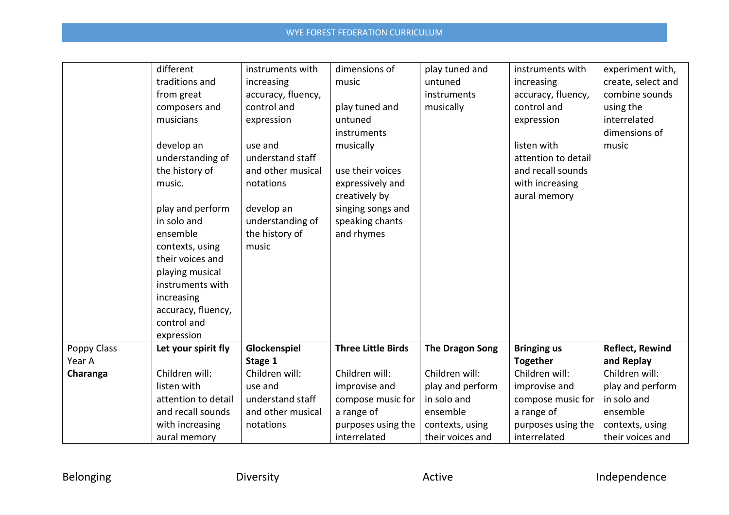| | | | | | | |
|---|---|---|---|---|---|---|
| | different traditions and from great composers and musicians<br><br>develop an understanding of the history of music.<br><br>play and perform in solo and ensemble contexts, using their voices and playing musical instruments with increasing accuracy, fluency, control and expression | instruments with increasing accuracy, fluency, control and expression<br><br>use and understand staff and other musical notations<br><br>develop an understanding of the history of music | dimensions of music<br><br>play tuned and untuned instruments musically<br><br>use their voices expressively and creatively by singing songs and speaking chants and rhymes | play tuned and untuned instruments musically | instruments with increasing accuracy, fluency, control and expression<br><br>listen with attention to detail and recall sounds with increasing aural memory | experiment with, create, select and combine sounds using the interrelated dimensions of music |
| Poppy Class Year A **Charanga** | **Let your spirit fly**<br><br>Children will: listen with attention to detail and recall sounds with increasing aural memory | **Glockenspiel Stage 1**<br>Children will: use and understand staff and other musical notations | **Three Little Birds**<br><br>Children will: improvise and compose music for a range of purposes using the interrelated | **The Dragon Song**<br><br>Children will: play and perform in solo and ensemble contexts, using their voices and | **Bringing us Together**<br>Children will: improvise and compose music for a range of purposes using the interrelated | **Reflect, Rewind and Replay**<br>Children will: play and perform in solo and ensemble contexts, using their voices and |

Belonging | Diversity | Active | Independence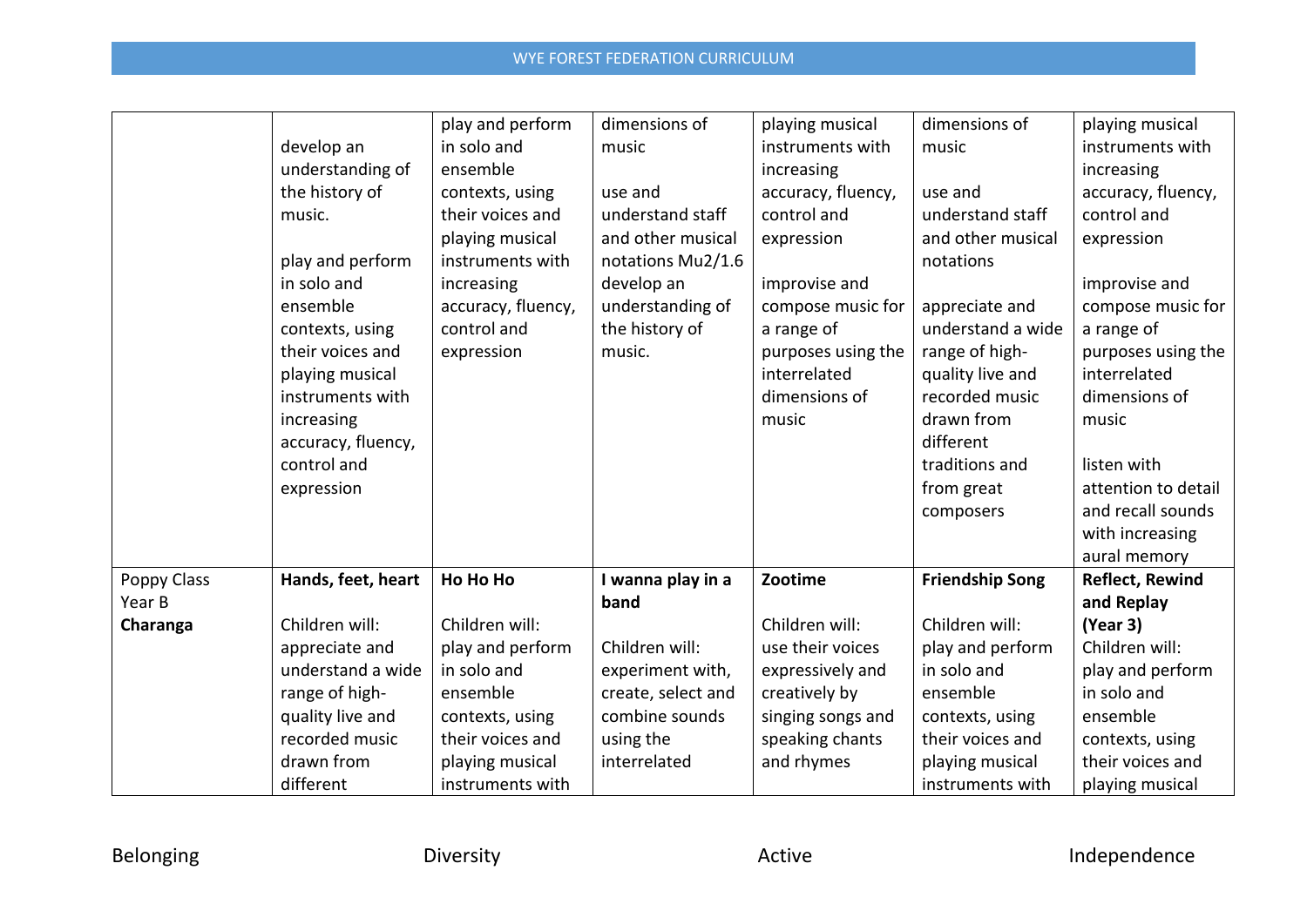| | | | | | | |
|---|---|---|---|---|---|---|
| | develop an understanding of the history of music.<br><br>play and perform in solo and ensemble contexts, using their voices and playing musical instruments with increasing accuracy, fluency, control and expression | play and perform in solo and ensemble contexts, using their voices and playing musical instruments with increasing accuracy, fluency, control and expression | dimensions of music<br><br>use and understand staff and other musical notations Mu2/1.6 develop an understanding of the history of music. | playing musical instruments with increasing accuracy, fluency, control and expression<br><br>improvise and compose music for a range of purposes using the interrelated dimensions of music | dimensions of music<br><br>use and understand staff and other musical notations<br><br>appreciate and understand a wide range of high-quality live and recorded music drawn from different traditions and from great composers | playing musical instruments with increasing accuracy, fluency, control and expression<br><br>improvise and compose music for a range of purposes using the interrelated dimensions of music<br><br>listen with attention to detail and recall sounds with increasing aural memory |
| Poppy Class Year B **Charanga** | **Hands, feet, heart**<br><br>Children will: appreciate and understand a wide range of high-quality live and recorded music drawn from different | **Ho Ho Ho**<br><br>Children will: play and perform in solo and ensemble contexts, using their voices and playing musical instruments with | **I wanna play in a band**<br><br>Children will: experiment with, create, select and combine sounds using the interrelated | **Zootime**<br><br>Children will: use their voices expressively and creatively by singing songs and speaking chants and rhymes | **Friendship Song**<br><br>Children will: play and perform in solo and ensemble contexts, using their voices and playing musical instruments with | **Reflect, Rewind and Replay (Year 3)**<br>Children will: play and perform in solo and ensemble contexts, using their voices and playing musical |

Belonging Diversity Active Independence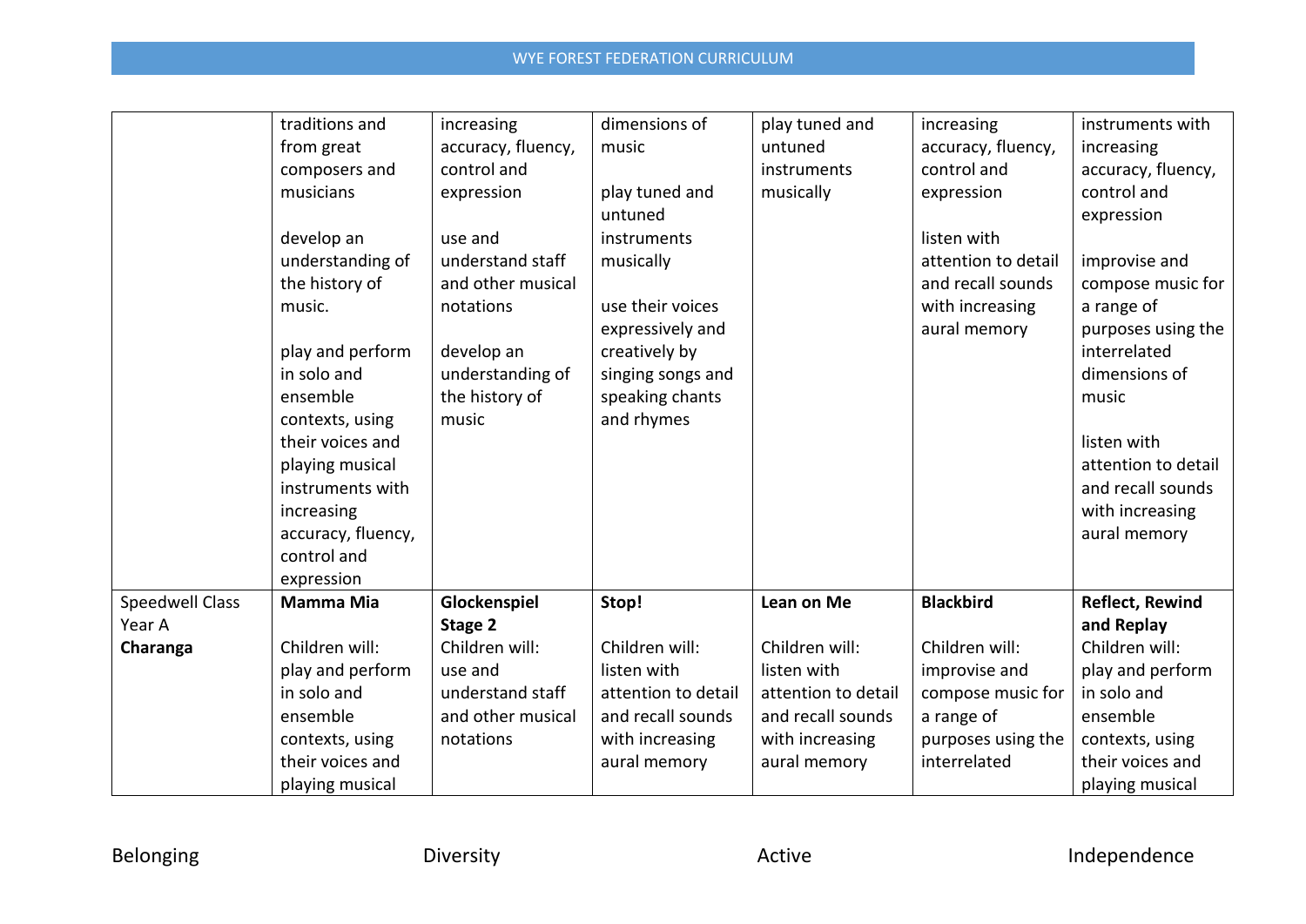| | | | | | | |
|---|---|---|---|---|---|---|
| | traditions and from great composers and musicians<br><br>develop an understanding of the history of music.<br><br>play and perform in solo and ensemble contexts, using their voices and playing musical instruments with increasing accuracy, fluency, control and expression | increasing accuracy, fluency, control and expression<br><br>use and understand staff and other musical notations<br><br>develop an understanding of the history of music | dimensions of music<br><br>play tuned and untuned instruments musically<br><br>use their voices expressively and creatively by singing songs and speaking chants and rhymes | play tuned and untuned instruments musically | increasing accuracy, fluency, control and expression<br><br>listen with attention to detail and recall sounds with increasing aural memory | instruments with increasing accuracy, fluency, control and expression<br><br>improvise and compose music for a range of purposes using the interrelated dimensions of music<br><br>listen with attention to detail and recall sounds with increasing aural memory |
| Speedwell Class Year A **Charanga** | **Mamma Mia**<br><br>Children will: play and perform in solo and ensemble contexts, using their voices and playing musical | **Glockenspiel Stage 2**<br>Children will: use and understand staff and other musical notations | **Stop!**<br><br>Children will: listen with attention to detail and recall sounds with increasing aural memory | **Lean on Me**<br><br>Children will: listen with attention to detail and recall sounds with increasing aural memory | **Blackbird**<br><br>Children will: improvise and compose music for a range of purposes using the interrelated | **Reflect, Rewind and Replay**<br>Children will: play and perform in solo and ensemble contexts, using their voices and playing musical |

Belonging Diversity Active Independence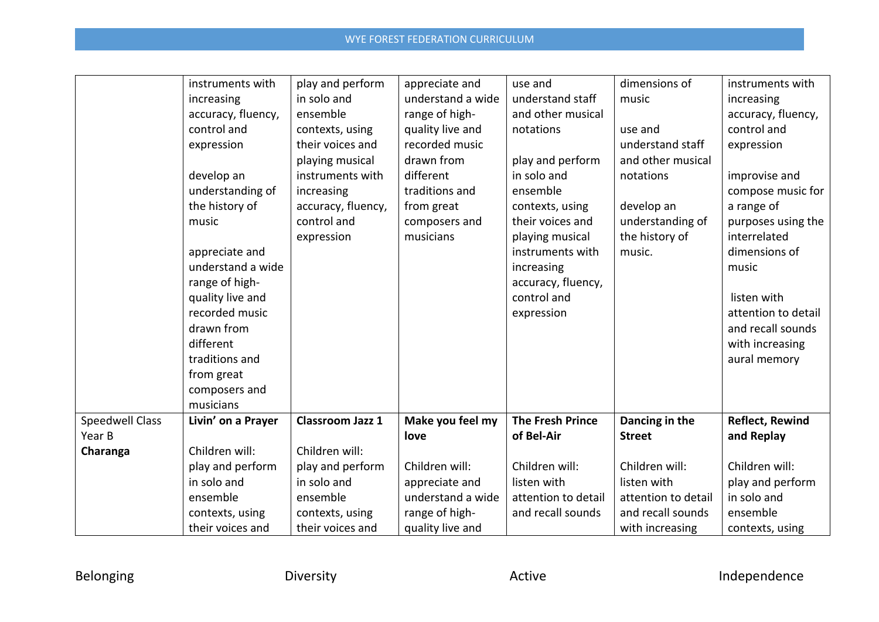| | | | | | | |
|---|---|---|---|---|---|---|
| | instruments with increasing accuracy, fluency, control and expression<br><br>develop an understanding of the history of music<br><br>appreciate and understand a wide range of high-quality live and recorded music drawn from different traditions and from great composers and musicians | play and perform in solo and ensemble contexts, using their voices and playing musical instruments with increasing accuracy, fluency, control and expression | appreciate and understand a wide range of high-quality live and recorded music drawn from different traditions and from great composers and musicians | use and understand staff and other musical notations<br><br>play and perform in solo and ensemble contexts, using their voices and playing musical instruments with increasing accuracy, fluency, control and expression | dimensions of music<br><br>use and understand staff and other musical notations<br><br>develop an understanding of the history of music. | instruments with increasing accuracy, fluency, control and expression<br><br>improvise and compose music for a range of purposes using the interrelated dimensions of music<br><br>listen with attention to detail and recall sounds with increasing aural memory |
| Speedwell Class Year B **Charanga** | **Livin' on a Prayer**<br><br>Children will: play and perform in solo and ensemble contexts, using their voices and | **Classroom Jazz 1**<br><br>Children will: play and perform in solo and ensemble contexts, using their voices and | **Make you feel my love**<br><br>Children will: appreciate and understand a wide range of high-quality live and | **The Fresh Prince of Bel-Air**<br><br>Children will: listen with attention to detail and recall sounds | **Dancing in the Street**<br><br>Children will: listen with attention to detail and recall sounds with increasing | **Reflect, Rewind and Replay**<br><br>Children will: play and perform in solo and ensemble contexts, using |

Belonging Diversity Active Independence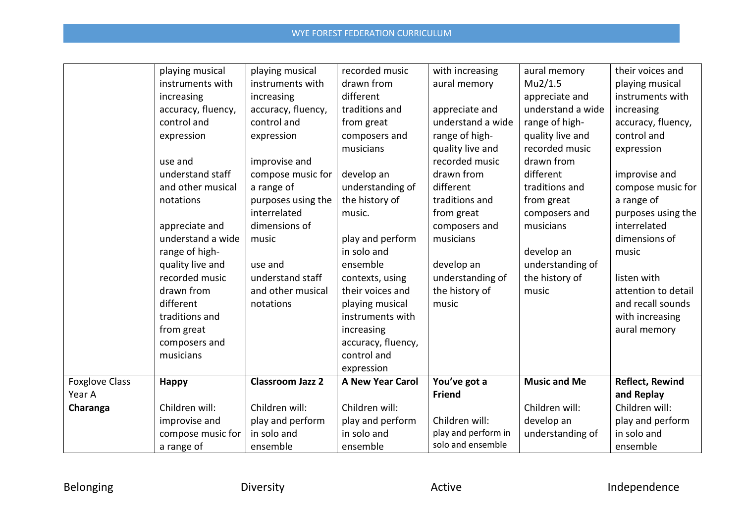| | | | | | | |
|---|---|---|---|---|---|---|
| | playing musical instruments with increasing accuracy, fluency, control and expression<br><br>use and understand staff and other musical notations<br><br>appreciate and understand a wide range of high-quality live and recorded music drawn from different traditions and from great composers and musicians | playing musical instruments with increasing accuracy, fluency, control and expression<br><br>improvise and compose music for a range of purposes using the interrelated dimensions of music<br><br>use and understand staff and other musical notations | recorded music drawn from different traditions and from great composers and musicians<br><br>develop an understanding of the history of music.<br><br>play and perform in solo and ensemble contexts, using their voices and playing musical instruments with increasing accuracy, fluency, control and expression | with increasing aural memory<br><br>appreciate and understand a wide range of high-quality live and recorded music drawn from different traditions and from great composers and musicians<br><br>develop an understanding of the history of music | aural memory Mu2/1.5 appreciate and understand a wide range of high-quality live and recorded music drawn from different traditions and from great composers and musicians<br><br>develop an understanding of the history of music | their voices and playing musical instruments with increasing accuracy, fluency, control and expression<br><br>improvise and compose music for a range of purposes using the interrelated dimensions of music<br><br>listen with attention to detail and recall sounds with increasing aural memory |
| Foxglove Class Year A **Charanga** | **Happy**<br><br>Children will: improvise and compose music for a range of | **Classroom Jazz 2**<br><br>Children will: play and perform in solo and ensemble | **A New Year Carol**<br><br>Children will: play and perform in solo and ensemble | **You've got a Friend**<br><br>Children will: play and perform in solo and ensemble | **Music and Me**<br><br>Children will: develop an understanding of | **Reflect, Rewind and Replay**<br>Children will: play and perform in solo and ensemble |

Belonging Diversity Active Independence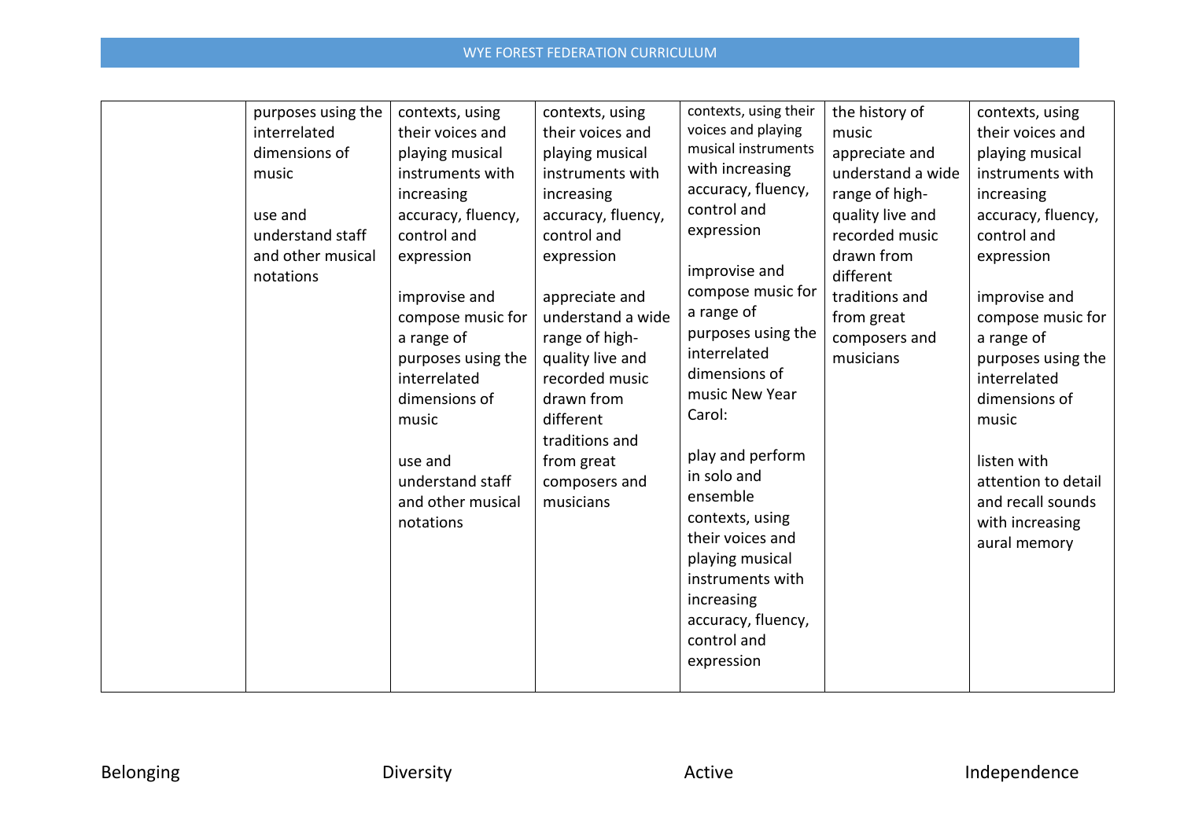| | | | | | | |
|---|---|---|---|---|---|---|
| | purposes using the interrelated dimensions of music<br><br>use and understand staff and other musical notations | contexts, using their voices and playing musical instruments with increasing accuracy, fluency, control and expression<br><br>improvise and compose music for a range of purposes using the interrelated dimensions of music<br><br>use and understand staff and other musical notations | contexts, using their voices and playing musical instruments with increasing accuracy, fluency, control and expression<br><br>appreciate and understand a wide range of high-quality live and recorded music drawn from different traditions and from great composers and musicians | contexts, using their voices and playing musical instruments with increasing accuracy, fluency, control and expression<br><br>improvise and compose music for a range of purposes using the interrelated dimensions of music New Year Carol:<br><br>play and perform in solo and ensemble contexts, using their voices and playing musical instruments with increasing accuracy, fluency, control and expression | the history of music appreciate and understand a wide range of high-quality live and recorded music drawn from different traditions and from great composers and musicians | contexts, using their voices and playing musical instruments with increasing accuracy, fluency, control and expression<br><br>improvise and compose music for a range of purposes using the interrelated dimensions of music<br><br>listen with attention to detail and recall sounds with increasing aural memory |

Belonging Diversity Active Independence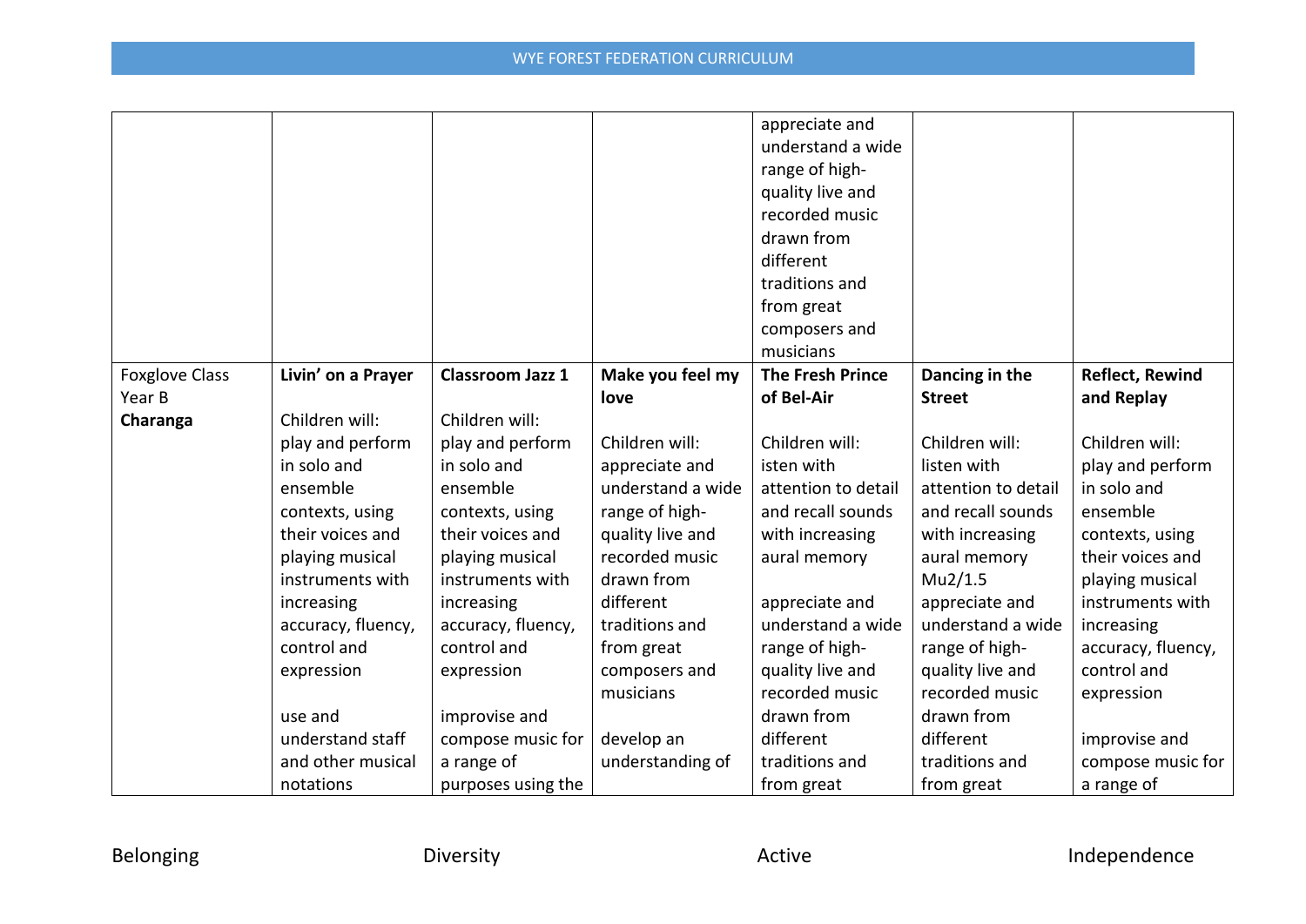| | | | | | | |
|---|---|---|---|---|---|---|
| | | | | appreciate and understand a wide range of high-quality live and recorded music drawn from different traditions and from great composers and musicians | | |
| Foxglove Class Year B **Charanga** | **Livin' on a Prayer** Children will: play and perform in solo and ensemble contexts, using their voices and playing musical instruments with increasing accuracy, fluency, control and expression use and understand staff and other musical notations | **Classroom Jazz 1** Children will: play and perform in solo and ensemble contexts, using their voices and playing musical instruments with increasing accuracy, fluency, control and expression improvise and compose music for a range of purposes using the | **Make you feel my love** Children will: appreciate and understand a wide range of high-quality live and recorded music drawn from different traditions and from great composers and musicians develop an understanding of | **The Fresh Prince of Bel-Air** Children will: isten with attention to detail and recall sounds with increasing aural memory appreciate and understand a wide range of high-quality live and recorded music drawn from different traditions and from great | **Dancing in the Street** Children will: listen with attention to detail and recall sounds with increasing aural memory Mu2/1.5 appreciate and understand a wide range of high-quality live and recorded music drawn from different traditions and from great | **Reflect, Rewind and Replay** Children will: play and perform in solo and ensemble contexts, using their voices and playing musical instruments with increasing accuracy, fluency, control and expression improvise and compose music for a range of |

Belonging Diversity Active Independence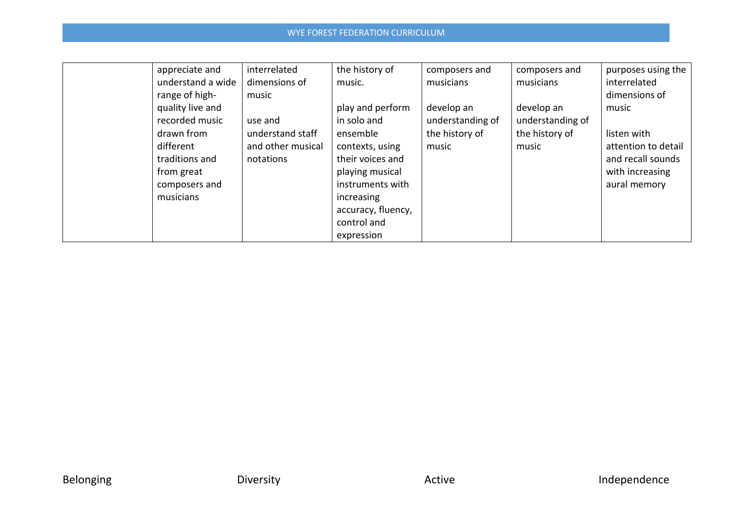| | | | | | | |
|---|---|---|---|---|---|---|
| | appreciate and understand a wide range of high-quality live and recorded music drawn from different traditions and from great composers and musicians | interrelated dimensions of music<br><br>use and understand staff and other musical notations | the history of music.<br><br>play and perform in solo and ensemble contexts, using their voices and playing musical instruments with increasing accuracy, fluency, control and expression | composers and musicians<br><br>develop an understanding of the history of music | composers and musicians<br><br>develop an understanding of the history of music | purposes using the interrelated dimensions of music<br><br>listen with attention to detail and recall sounds with increasing aural memory |